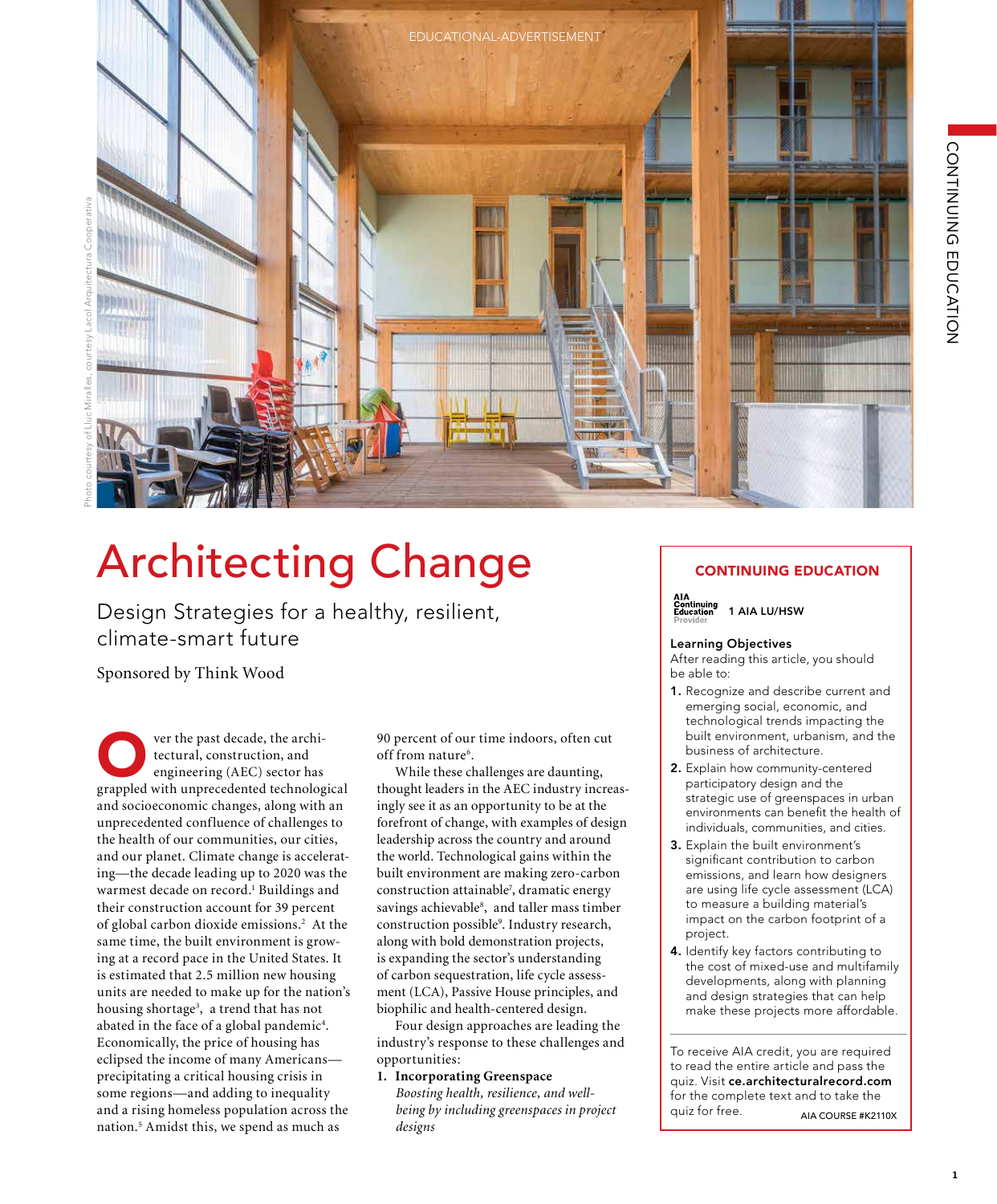EDUCATIONAL-ADVERTISEMENT

Photo courtesy of Lluc Miralles, courtesy Lacol Arquitectura Cooperativa

# Architecting Change

## Design Strategies for a healthy, resilient, climate-smart future

Sponsored by Think Wood

Over the past decade, the architectural, construction, and engineering (AEC) sector has grappled with unprecedented technological and socioeconomic changes, along with an unprecedented confluence of challenges to the health of our communities, our cities, and our planet. Climate change is accelerating—the decade leading up to 2020 was the warmest decade on record.[1] Buildings and their construction account for 39 percent of global carbon dioxide emissions.[2] At the same time, the built environment is growing at a record pace in the United States. It is estimated that 2.5 million new housing units are needed to make up for the nation's housing shortage[3], a trend that has not abated in the face of a global pandemic[4]. Economically, the price of housing has eclipsed the income of many Americans—precipitating a critical housing crisis in some regions—and adding to inequality and a rising homeless population across the nation.[5] Amidst this, we spend as much as 90 percent of our time indoors, often cut off from nature[6].

While these challenges are daunting, thought leaders in the AEC industry increasingly see it as an opportunity to be at the forefront of change, with examples of design leadership across the country and around the world. Technological gains within the built environment are making zero-carbon construction attainable[7], dramatic energy savings achievable[8], and taller mass timber construction possible[9]. Industry research, along with bold demonstration projects, is expanding the sector's understanding of carbon sequestration, life cycle assessment (LCA), Passive House principles, and biophilic and health-centered design.

Four design approaches are leading the industry's response to these challenges and opportunities:

1. **Incorporating Greenspace**
   *Boosting health, resilience, and well-being by including greenspaces in project designs*

---

**CONTINUING EDUCATION**

AIA Continuing Education Provider — 1 AIA LU/HSW

**Learning Objectives**
After reading this article, you should be able to:

1. Recognize and describe current and emerging social, economic, and technological trends impacting the built environment, urbanism, and the business of architecture.
2. Explain how community-centered participatory design and the strategic use of greenspaces in urban environments can benefit the health of individuals, communities, and cities.
3. Explain the built environment's significant contribution to carbon emissions, and learn how designers are using life cycle assessment (LCA) to measure a building material's impact on the carbon footprint of a project.
4. Identify key factors contributing to the cost of mixed-use and multifamily developments, along with planning and design strategies that can help make these projects more affordable.

To receive AIA credit, you are required to read the entire article and pass the quiz. Visit **ce.architecturalrecord.com** for the complete text and to take the quiz for free.

AIA COURSE #K2110X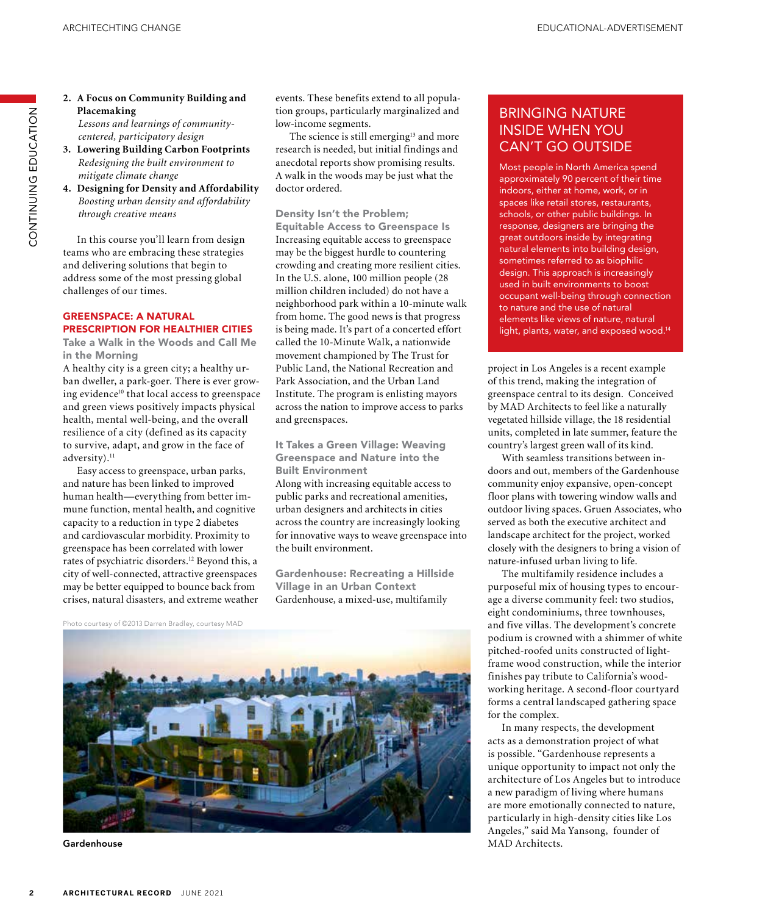2. **A Focus on Community Building and Placemaking**
   *Lessons and learnings of community-centered, participatory design*
3. **Lowering Building Carbon Footprints**
   *Redesigning the built environment to mitigate climate change*
4. **Designing for Density and Affordability**
   *Boosting urban density and affordability through creative means*

In this course you'll learn from design teams who are embracing these strategies and delivering solutions that begin to address some of the most pressing global challenges of our times.

## GREENSPACE: A NATURAL PRESCRIPTION FOR HEALTHIER CITIES

### Take a Walk in the Woods and Call Me in the Morning

A healthy city is a green city; a healthy urban dweller, a park-goer. There is ever growing evidence[10] that local access to greenspace and green views positively impacts physical health, mental well-being, and the overall resilience of a city (defined as its capacity to survive, adapt, and grow in the face of adversity).[11]

Easy access to greenspace, urban parks, and nature has been linked to improved human health—everything from better immune function, mental health, and cognitive capacity to a reduction in type 2 diabetes and cardiovascular morbidity. Proximity to greenspace has been correlated with lower rates of psychiatric disorders.[12] Beyond this, a city of well-connected, attractive greenspaces may be better equipped to bounce back from crises, natural disasters, and extreme weather events. These benefits extend to all population groups, particularly marginalized and low-income segments.

The science is still emerging[13] and more research is needed, but initial findings and anecdotal reports show promising results. A walk in the woods may be just what the doctor ordered.

### Density Isn't the Problem; Equitable Access to Greenspace Is

Increasing equitable access to greenspace may be the biggest hurdle to countering crowding and creating more resilient cities. In the U.S. alone, 100 million people (28 million children included) do not have a neighborhood park within a 10-minute walk from home. The good news is that progress is being made. It's part of a concerted effort called the 10-Minute Walk, a nationwide movement championed by The Trust for Public Land, the National Recreation and Park Association, and the Urban Land Institute. The program is enlisting mayors across the nation to improve access to parks and greenspaces.

### It Takes a Green Village: Weaving Greenspace and Nature into the Built Environment

Along with increasing equitable access to public parks and recreational amenities, urban designers and architects in cities across the country are increasingly looking for innovative ways to weave greenspace into the built environment.

### Gardenhouse: Recreating a Hillside Village in an Urban Context

Gardenhouse, a mixed-use, multifamily project in Los Angeles is a recent example of this trend, making the integration of greenspace central to its design. Conceived by MAD Architects to feel like a naturally vegetated hillside village, the 18 residential units, completed in late summer, feature the country's largest green wall of its kind.

With seamless transitions between indoors and out, members of the Gardenhouse community enjoy expansive, open-concept floor plans with towering window walls and outdoor living spaces. Gruen Associates, who served as both the executive architect and landscape architect for the project, worked closely with the designers to bring a vision of nature-infused urban living to life.

The multifamily residence includes a purposeful mix of housing types to encourage a diverse community feel: two studios, eight condominiums, three townhouses, and five villas. The development's concrete podium is crowned with a shimmer of white pitched-roofed units constructed of light-frame wood construction, while the interior finishes pay tribute to California's woodworking heritage. A second-floor courtyard forms a central landscaped gathering space for the complex.

In many respects, the development acts as a demonstration project of what is possible. "Gardenhouse represents a unique opportunity to impact not only the architecture of Los Angeles but to introduce a new paradigm of living where humans are more emotionally connected to nature, particularly in high-density cities like Los Angeles," said Ma Yansong, founder of MAD Architects.

Photo courtesy of ©2013 Darren Bradley, courtesy MAD

**Gardenhouse**

> ## BRINGING NATURE INSIDE WHEN YOU CAN'T GO OUTSIDE
>
> Most people in North America spend approximately 90 percent of their time indoors, either at home, work, or in spaces like retail stores, restaurants, schools, or other public buildings. In response, designers are bringing the great outdoors inside by integrating natural elements into building design, sometimes referred to as biophilic design. This approach is increasingly used in built environments to boost occupant well-being through connection to nature and the use of natural elements like views of nature, natural light, plants, water, and exposed wood.[14]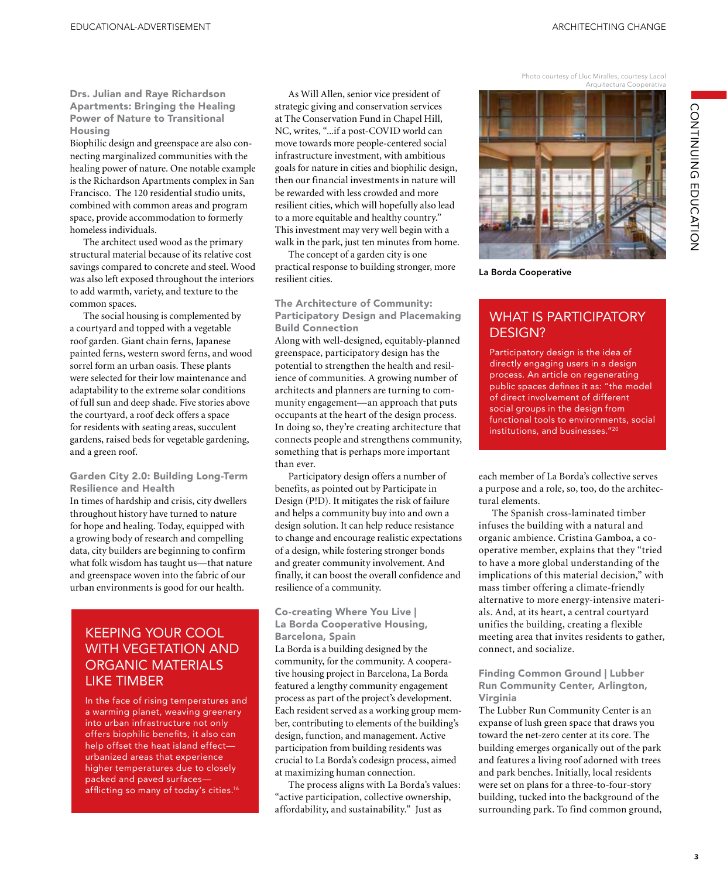### Drs. Julian and Raye Richardson Apartments: Bringing the Healing Power of Nature to Transitional Housing

Biophilic design and greenspace are also connecting marginalized communities with the healing power of nature. One notable example is the Richardson Apartments complex in San Francisco. The 120 residential studio units, combined with common areas and program space, provide accommodation to formerly homeless individuals.

The architect used wood as the primary structural material because of its relative cost savings compared to concrete and steel. Wood was also left exposed throughout the interiors to add warmth, variety, and texture to the common spaces.

The social housing is complemented by a courtyard and topped with a vegetable roof garden. Giant chain ferns, Japanese painted ferns, western sword ferns, and wood sorrel form an urban oasis. These plants were selected for their low maintenance and adaptability to the extreme solar conditions of full sun and deep shade. Five stories above the courtyard, a roof deck offers a space for residents with seating areas, succulent gardens, raised beds for vegetable gardening, and a green roof.

### Garden City 2.0: Building Long-Term Resilience and Health

In times of hardship and crisis, city dwellers throughout history have turned to nature for hope and healing. Today, equipped with a growing body of research and compelling data, city builders are beginning to confirm what folk wisdom has taught us—that nature and greenspace woven into the fabric of our urban environments is good for our health.

## KEEPING YOUR COOL WITH VEGETATION AND ORGANIC MATERIALS LIKE TIMBER

In the face of rising temperatures and a warming planet, weaving greenery into urban infrastructure not only offers biophilic benefits, it also can help offset the heat island effect—urbanized areas that experience higher temperatures due to closely packed and paved surfaces—afflicting so many of today's cities.[16]

As Will Allen, senior vice president of strategic giving and conservation services at The Conservation Fund in Chapel Hill, NC, writes, "...if a post-COVID world can move towards more people-centered social infrastructure investment, with ambitious goals for nature in cities and biophilic design, then our financial investments in nature will be rewarded with less crowded and more resilient cities, which will hopefully also lead to a more equitable and healthy country." This investment may very well begin with a walk in the park, just ten minutes from home.

The concept of a garden city is one practical response to building stronger, more resilient cities.

### The Architecture of Community: Participatory Design and Placemaking Build Connection

Along with well-designed, equitably-planned greenspace, participatory design has the potential to strengthen the health and resilience of communities. A growing number of architects and planners are turning to community engagement—an approach that puts occupants at the heart of the design process. In doing so, they're creating architecture that connects people and strengthens community, something that is perhaps more important than ever.

Participatory design offers a number of benefits, as pointed out by Participate in Design (P!D). It mitigates the risk of failure and helps a community buy into and own a design solution. It can help reduce resistance to change and encourage realistic expectations of a design, while fostering stronger bonds and greater community involvement. And finally, it can boost the overall confidence and resilience of a community.

### Co-creating Where You Live | La Borda Cooperative Housing, Barcelona, Spain

La Borda is a building designed by the community, for the community. A cooperative housing project in Barcelona, La Borda featured a lengthy community engagement process as part of the project's development. Each resident served as a working group member, contributing to elements of the building's design, function, and management. Active participation from building residents was crucial to La Borda's codesign process, aimed at maximizing human connection.

The process aligns with La Borda's values: "active participation, collective ownership, affordability, and sustainability." Just as each member of La Borda's collective serves a purpose and a role, so, too, do the architectural elements.

Photo courtesy of Lluc Miralles, courtesy Lacol Arquitectura Cooperativa

La Borda Cooperative

## WHAT IS PARTICIPATORY DESIGN?

Participatory design is the idea of directly engaging users in a design process. An article on regenerating public spaces defines it as: "the model of direct involvement of different social groups in the design from functional tools to environments, social institutions, and businesses."[20]

The Spanish cross-laminated timber infuses the building with a natural and organic ambience. Cristina Gamboa, a cooperative member, explains that they "tried to have a more global understanding of the implications of this material decision," with mass timber offering a climate-friendly alternative to more energy-intensive materials. And, at its heart, a central courtyard unifies the building, creating a flexible meeting area that invites residents to gather, connect, and socialize.

### Finding Common Ground | Lubber Run Community Center, Arlington, Virginia

The Lubber Run Community Center is an expanse of lush green space that draws you toward the net-zero center at its core. The building emerges organically out of the park and features a living roof adorned with trees and park benches. Initially, local residents were set on plans for a three-to-four-story building, tucked into the background of the surrounding park. To find common ground,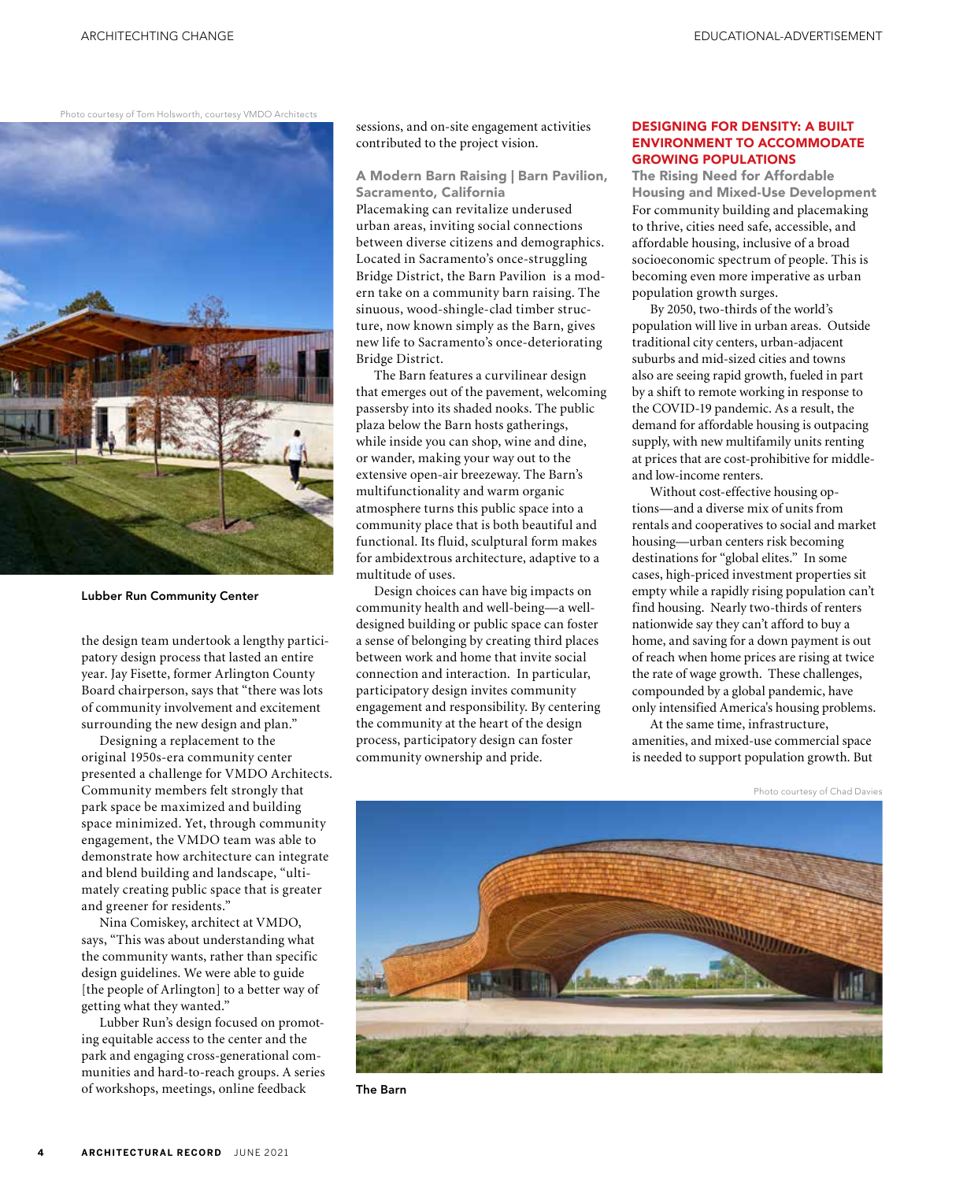Photo courtesy of Tom Holsworth, courtesy VMDO Architects

**Lubber Run Community Center**

the design team undertook a lengthy participatory design process that lasted an entire year. Jay Fisette, former Arlington County Board chairperson, says that "there was lots of community involvement and excitement surrounding the new design and plan."

Designing a replacement to the original 1950s-era community center presented a challenge for VMDO Architects. Community members felt strongly that park space be maximized and building space minimized. Yet, through community engagement, the VMDO team was able to demonstrate how architecture can integrate and blend building and landscape, "ultimately creating public space that is greater and greener for residents."

Nina Comiskey, architect at VMDO, says, "This was about understanding what the community wants, rather than specific design guidelines. We were able to guide [the people of Arlington] to a better way of getting what they wanted."

Lubber Run's design focused on promoting equitable access to the center and the park and engaging cross-generational communities and hard-to-reach groups. A series of workshops, meetings, online feedback sessions, and on-site engagement activities contributed to the project vision.

### A Modern Barn Raising | Barn Pavilion, Sacramento, California

Placemaking can revitalize underused urban areas, inviting social connections between diverse citizens and demographics. Located in Sacramento's once-struggling Bridge District, the Barn Pavilion is a modern take on a community barn raising. The sinuous, wood-shingle-clad timber structure, now known simply as the Barn, gives new life to Sacramento's once-deteriorating Bridge District.

The Barn features a curvilinear design that emerges out of the pavement, welcoming passersby into its shaded nooks. The public plaza below the Barn hosts gatherings, while inside you can shop, wine and dine, or wander, making your way out to the extensive open-air breezeway. The Barn's multifunctionality and warm organic atmosphere turns this public space into a community place that is both beautiful and functional. Its fluid, sculptural form makes for ambidextrous architecture, adaptive to a multitude of uses.

Design choices can have big impacts on community health and well-being—a well-designed building or public space can foster a sense of belonging by creating third places between work and home that invite social connection and interaction. In particular, participatory design invites community engagement and responsibility. By centering the community at the heart of the design process, participatory design can foster community ownership and pride.

## DESIGNING FOR DENSITY: A BUILT ENVIRONMENT TO ACCOMMODATE GROWING POPULATIONS

### The Rising Need for Affordable Housing and Mixed-Use Development

For community building and placemaking to thrive, cities need safe, accessible, and affordable housing, inclusive of a broad socioeconomic spectrum of people. This is becoming even more imperative as urban population growth surges.

By 2050, two-thirds of the world's population will live in urban areas. Outside traditional city centers, urban-adjacent suburbs and mid-sized cities and towns also are seeing rapid growth, fueled in part by a shift to remote working in response to the COVID-19 pandemic. As a result, the demand for affordable housing is outpacing supply, with new multifamily units renting at prices that are cost-prohibitive for middle- and low-income renters.

Without cost-effective housing options—and a diverse mix of units from rentals and cooperatives to social and market housing—urban centers risk becoming destinations for "global elites." In some cases, high-priced investment properties sit empty while a rapidly rising population can't find housing. Nearly two-thirds of renters nationwide say they can't afford to buy a home, and saving for a down payment is out of reach when home prices are rising at twice the rate of wage growth. These challenges, compounded by a global pandemic, have only intensified America's housing problems.

At the same time, infrastructure, amenities, and mixed-use commercial space is needed to support population growth. But

Photo courtesy of Chad Davies

**The Barn**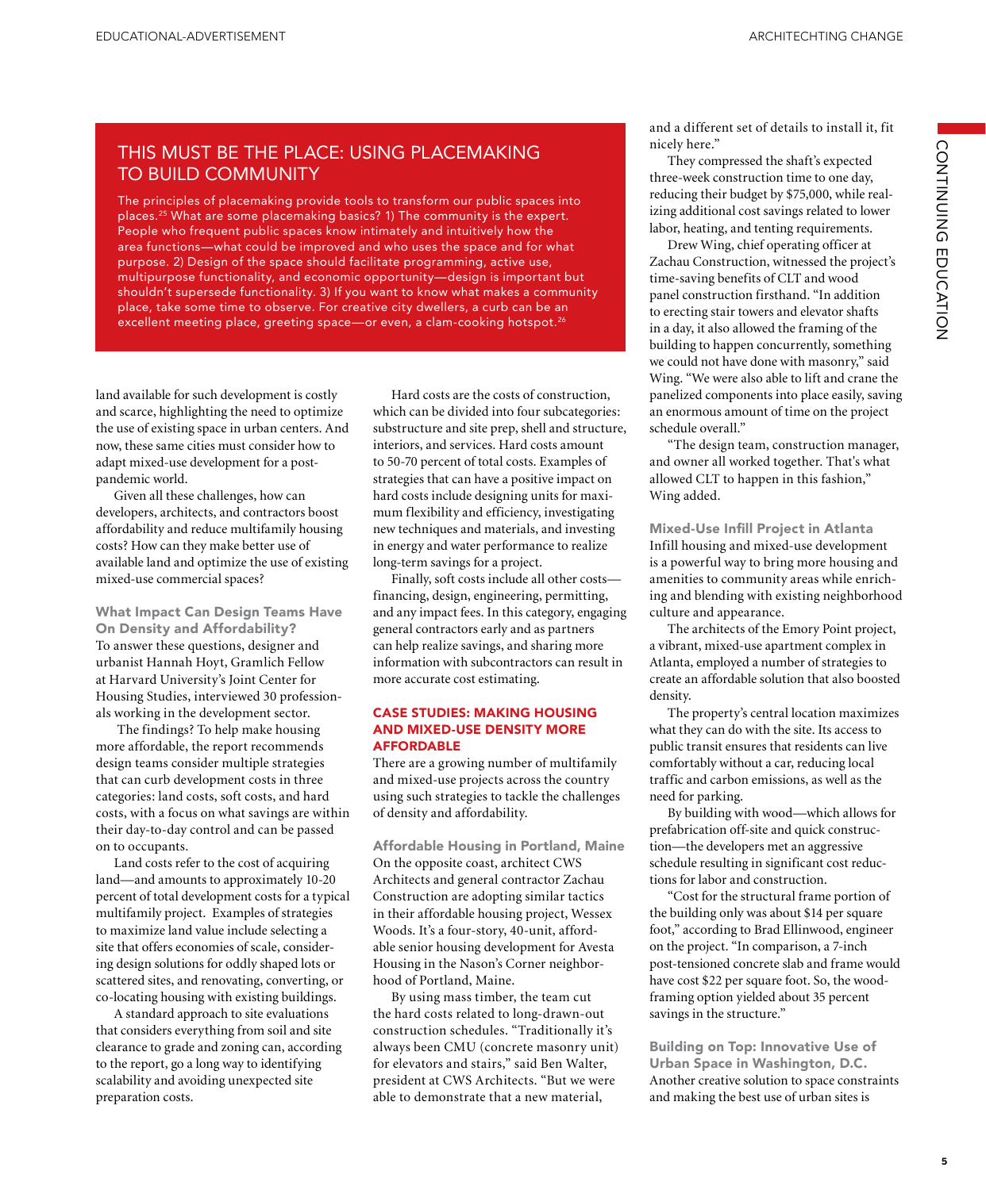## THIS MUST BE THE PLACE: USING PLACEMAKING TO BUILD COMMUNITY

The principles of placemaking provide tools to transform our public spaces into places.[25] What are some placemaking basics? 1) The community is the expert. People who frequent public spaces know intimately and intuitively how the area functions—what could be improved and who uses the space and for what purpose. 2) Design of the space should facilitate programming, active use, multipurpose functionality, and economic opportunity—design is important but shouldn't supersede functionality. 3) If you want to know what makes a community place, take some time to observe. For creative city dwellers, a curb can be an excellent meeting place, greeting space—or even, a clam-cooking hotspot.[26]

land available for such development is costly and scarce, highlighting the need to optimize the use of existing space in urban centers. And now, these same cities must consider how to adapt mixed-use development for a post-pandemic world.

Given all these challenges, how can developers, architects, and contractors boost affordability and reduce multifamily housing costs? How can they make better use of available land and optimize the use of existing mixed-use commercial spaces?

### What Impact Can Design Teams Have On Density and Affordability?

To answer these questions, designer and urbanist Hannah Hoyt, Gramlich Fellow at Harvard University's Joint Center for Housing Studies, interviewed 30 professionals working in the development sector.

The findings? To help make housing more affordable, the report recommends design teams consider multiple strategies that can curb development costs in three categories: land costs, soft costs, and hard costs, with a focus on what savings are within their day-to-day control and can be passed on to occupants.

Land costs refer to the cost of acquiring land—and amounts to approximately 10-20 percent of total development costs for a typical multifamily project. Examples of strategies to maximize land value include selecting a site that offers economies of scale, considering design solutions for oddly shaped lots or scattered sites, and renovating, converting, or co-locating housing with existing buildings.

A standard approach to site evaluations that considers everything from soil and site clearance to grade and zoning can, according to the report, go a long way to identifying scalability and avoiding unexpected site preparation costs.

Hard costs are the costs of construction, which can be divided into four subcategories: substructure and site prep, shell and structure, interiors, and services. Hard costs amount to 50-70 percent of total costs. Examples of strategies that can have a positive impact on hard costs include designing units for maximum flexibility and efficiency, investigating new techniques and materials, and investing in energy and water performance to realize long-term savings for a project.

Finally, soft costs include all other costs—financing, design, engineering, permitting, and any impact fees. In this category, engaging general contractors early and as partners can help realize savings, and sharing more information with subcontractors can result in more accurate cost estimating.

## CASE STUDIES: MAKING HOUSING AND MIXED-USE DENSITY MORE AFFORDABLE

There are a growing number of multifamily and mixed-use projects across the country using such strategies to tackle the challenges of density and affordability.

### Affordable Housing in Portland, Maine

On the opposite coast, architect CWS Architects and general contractor Zachau Construction are adopting similar tactics in their affordable housing project, Wessex Woods. It's a four-story, 40-unit, affordable senior housing development for Avesta Housing in the Nason's Corner neighborhood of Portland, Maine.

By using mass timber, the team cut the hard costs related to long-drawn-out construction schedules. "Traditionally it's always been CMU (concrete masonry unit) for elevators and stairs," said Ben Walter, president at CWS Architects. "But we were able to demonstrate that a new material, and a different set of details to install it, fit nicely here."

They compressed the shaft's expected three-week construction time to one day, reducing their budget by $75,000, while realizing additional cost savings related to lower labor, heating, and tenting requirements.

Drew Wing, chief operating officer at Zachau Construction, witnessed the project's time-saving benefits of CLT and wood panel construction firsthand. "In addition to erecting stair towers and elevator shafts in a day, it also allowed the framing of the building to happen concurrently, something we could not have done with masonry," said Wing. "We were also able to lift and crane the panelized components into place easily, saving an enormous amount of time on the project schedule overall."

"The design team, construction manager, and owner all worked together. That's what allowed CLT to happen in this fashion," Wing added.

### Mixed-Use Infill Project in Atlanta

Infill housing and mixed-use development is a powerful way to bring more housing and amenities to community areas while enriching and blending with existing neighborhood culture and appearance.

The architects of the Emory Point project, a vibrant, mixed-use apartment complex in Atlanta, employed a number of strategies to create an affordable solution that also boosted density.

The property's central location maximizes what they can do with the site. Its access to public transit ensures that residents can live comfortably without a car, reducing local traffic and carbon emissions, as well as the need for parking.

By building with wood—which allows for prefabrication off-site and quick construction—the developers met an aggressive schedule resulting in significant cost reductions for labor and construction.

"Cost for the structural frame portion of the building only was about $14 per square foot," according to Brad Ellinwood, engineer on the project. "In comparison, a 7-inch post-tensioned concrete slab and frame would have cost $22 per square foot. So, the wood-framing option yielded about 35 percent savings in the structure."

### Building on Top: Innovative Use of Urban Space in Washington, D.C.

Another creative solution to space constraints and making the best use of urban sites is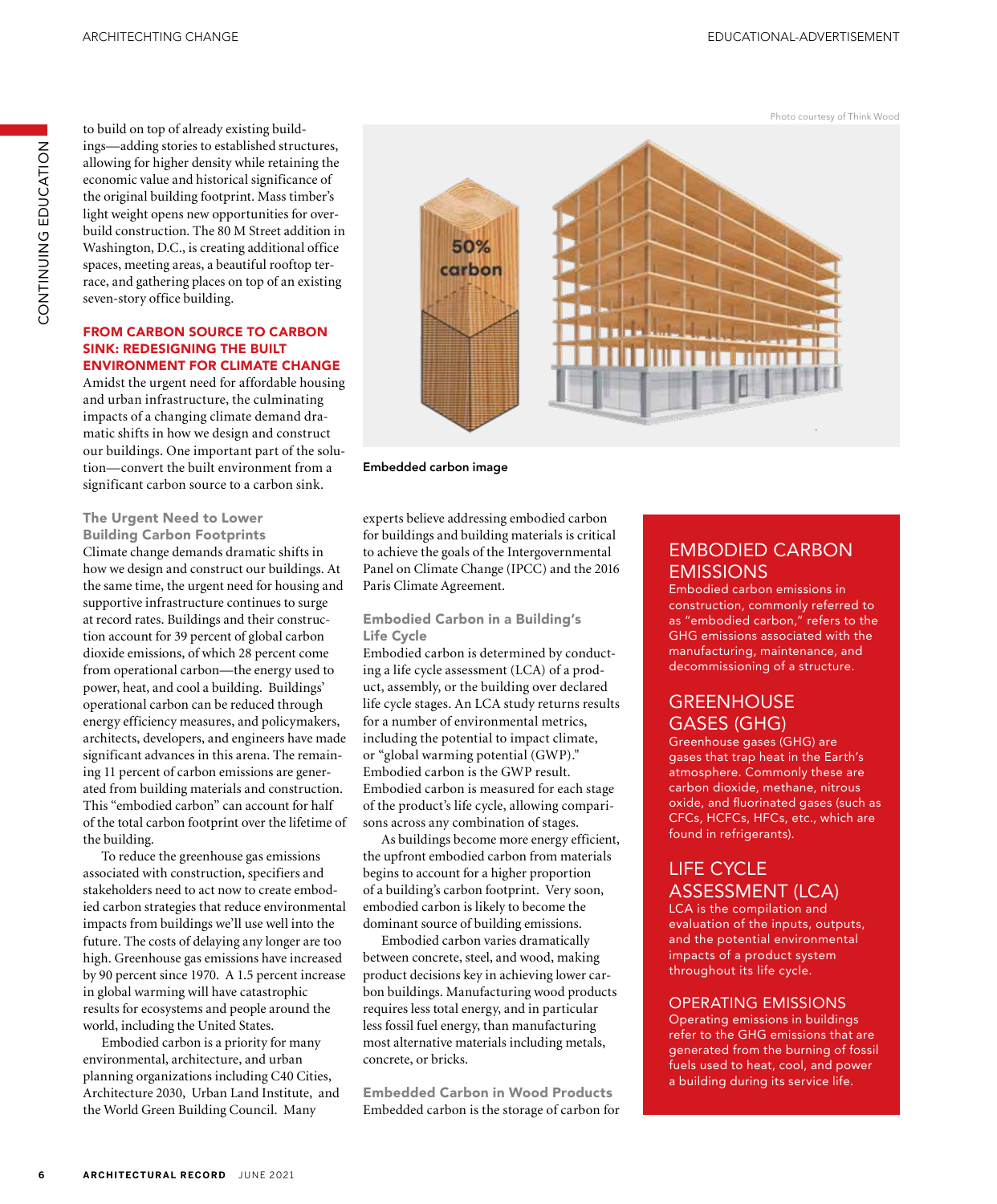to build on top of already existing buildings—adding stories to established structures, allowing for higher density while retaining the economic value and historical significance of the original building footprint. Mass timber's light weight opens new opportunities for overbuild construction. The 80 M Street addition in Washington, D.C., is creating additional office spaces, meeting areas, a beautiful rooftop terrace, and gathering places on top of an existing seven-story office building.

## FROM CARBON SOURCE TO CARBON SINK: REDESIGNING THE BUILT ENVIRONMENT FOR CLIMATE CHANGE

Amidst the urgent need for affordable housing and urban infrastructure, the culminating impacts of a changing climate demand dramatic shifts in how we design and construct our buildings. One important part of the solution—convert the built environment from a significant carbon source to a carbon sink.

### The Urgent Need to Lower Building Carbon Footprints

Climate change demands dramatic shifts in how we design and construct our buildings. At the same time, the urgent need for housing and supportive infrastructure continues to surge at record rates. Buildings and their construction account for 39 percent of global carbon dioxide emissions, of which 28 percent come from operational carbon—the energy used to power, heat, and cool a building. Buildings' operational carbon can be reduced through energy efficiency measures, and policymakers, architects, developers, and engineers have made significant advances in this arena. The remaining 11 percent of carbon emissions are generated from building materials and construction. This "embodied carbon" can account for half of the total carbon footprint over the lifetime of the building.

To reduce the greenhouse gas emissions associated with construction, specifiers and stakeholders need to act now to create embodied carbon strategies that reduce environmental impacts from buildings we'll use well into the future. The costs of delaying any longer are too high. Greenhouse gas emissions have increased by 90 percent since 1970. A 1.5 percent increase in global warming will have catastrophic results for ecosystems and people around the world, including the United States.

Embodied carbon is a priority for many environmental, architecture, and urban planning organizations including C40 Cities, Architecture 2030, Urban Land Institute, and the World Green Building Council. Many experts believe addressing embodied carbon for buildings and building materials is critical to achieve the goals of the Intergovernmental Panel on Climate Change (IPCC) and the 2016 Paris Climate Agreement.

Photo courtesy of Think Wood

Embedded carbon image

### Embodied Carbon in a Building's Life Cycle

Embodied carbon is determined by conducting a life cycle assessment (LCA) of a product, assembly, or the building over declared life cycle stages. An LCA study returns results for a number of environmental metrics, including the potential to impact climate, or "global warming potential (GWP)." Embodied carbon is the GWP result. Embodied carbon is measured for each stage of the product's life cycle, allowing comparisons across any combination of stages.

As buildings become more energy efficient, the upfront embodied carbon from materials begins to account for a higher proportion of a building's carbon footprint. Very soon, embodied carbon is likely to become the dominant source of building emissions.

Embodied carbon varies dramatically between concrete, steel, and wood, making product decisions key in achieving lower carbon buildings. Manufacturing wood products requires less total energy, and in particular less fossil fuel energy, than manufacturing most alternative materials including metals, concrete, or bricks.

### Embedded Carbon in Wood Products

Embedded carbon is the storage of carbon for

> **EMBODIED CARBON EMISSIONS**
> Embodied carbon emissions in construction, commonly referred to as "embodied carbon," refers to the GHG emissions associated with the manufacturing, maintenance, and decommissioning of a structure.
>
> **GREENHOUSE GASES (GHG)**
> Greenhouse gases (GHG) are gases that trap heat in the Earth's atmosphere. Commonly these are carbon dioxide, methane, nitrous oxide, and fluorinated gases (such as CFCs, HCFCs, HFCs, etc., which are found in refrigerants).
>
> **LIFE CYCLE ASSESSMENT (LCA)**
> LCA is the compilation and evaluation of the inputs, outputs, and the potential environmental impacts of a product system throughout its life cycle.
>
> **OPERATING EMISSIONS**
> Operating emissions in buildings refer to the GHG emissions that are generated from the burning of fossil fuels used to heat, cool, and power a building during its service life.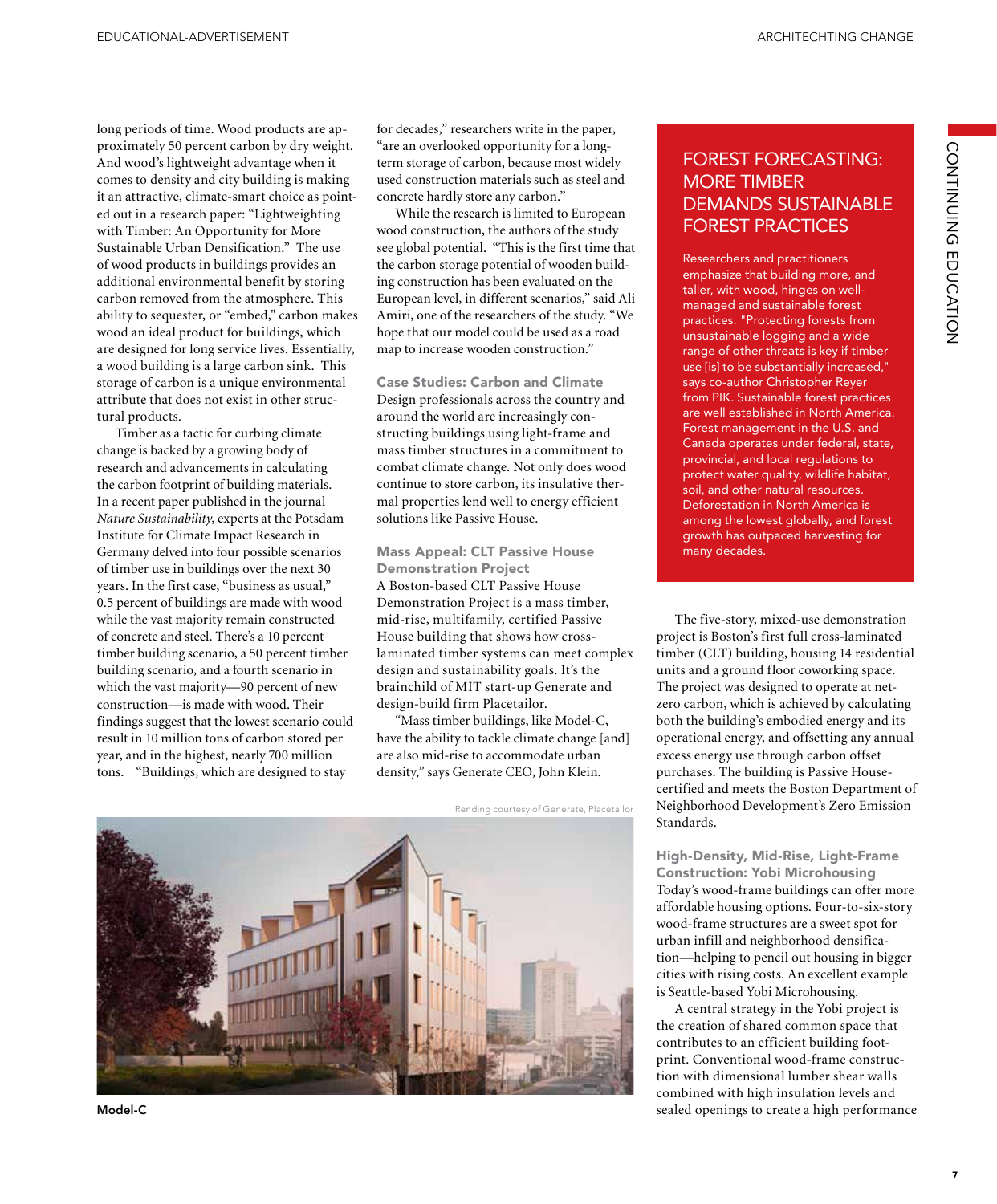long periods of time. Wood products are approximately 50 percent carbon by dry weight. And wood's lightweight advantage when it comes to density and city building is making it an attractive, climate-smart choice as pointed out in a research paper: "Lightweighting with Timber: An Opportunity for More Sustainable Urban Densification." The use of wood products in buildings provides an additional environmental benefit by storing carbon removed from the atmosphere. This ability to sequester, or "embed," carbon makes wood an ideal product for buildings, which are designed for long service lives. Essentially, a wood building is a large carbon sink. This storage of carbon is a unique environmental attribute that does not exist in other structural products.

Timber as a tactic for curbing climate change is backed by a growing body of research and advancements in calculating the carbon footprint of building materials. In a recent paper published in the journal *Nature Sustainability*, experts at the Potsdam Institute for Climate Impact Research in Germany delved into four possible scenarios of timber use in buildings over the next 30 years. In the first case, "business as usual," 0.5 percent of buildings are made with wood while the vast majority remain constructed of concrete and steel. There's a 10 percent timber building scenario, a 50 percent timber building scenario, and a fourth scenario in which the vast majority—90 percent of new construction—is made with wood. Their findings suggest that the lowest scenario could result in 10 million tons of carbon stored per year, and in the highest, nearly 700 million tons. "Buildings, which are designed to stay for decades," researchers write in the paper, "are an overlooked opportunity for a long-term storage of carbon, because most widely used construction materials such as steel and concrete hardly store any carbon."

While the research is limited to European wood construction, the authors of the study see global potential. "This is the first time that the carbon storage potential of wooden building construction has been evaluated on the European level, in different scenarios," said Ali Amiri, one of the researchers of the study. "We hope that our model could be used as a road map to increase wooden construction."

### Case Studies: Carbon and Climate

Design professionals across the country and around the world are increasingly constructing buildings using light-frame and mass timber structures in a commitment to combat climate change. Not only does wood continue to store carbon, its insulative thermal properties lend well to energy efficient solutions like Passive House.

### Mass Appeal: CLT Passive House Demonstration Project

A Boston-based CLT Passive House Demonstration Project is a mass timber, mid-rise, multifamily, certified Passive House building that shows how cross-laminated timber systems can meet complex design and sustainability goals. It's the brainchild of MIT start-up Generate and design-build firm Placetailor.

"Mass timber buildings, like Model-C, have the ability to tackle climate change [and] are also mid-rise to accommodate urban density," says Generate CEO, John Klein.

Rending courtesy of Generate, Placetailor

**Model-C**

## FOREST FORECASTING: MORE TIMBER DEMANDS SUSTAINABLE FOREST PRACTICES

Researchers and practitioners emphasize that building more, and taller, with wood, hinges on well-managed and sustainable forest practices. "Protecting forests from unsustainable logging and a wide range of other threats is key if timber use [is] to be substantially increased," says co-author Christopher Reyer from PIK. Sustainable forest practices are well established in North America. Forest management in the U.S. and Canada operates under federal, state, provincial, and local regulations to protect water quality, wildlife habitat, soil, and other natural resources. Deforestation in North America is among the lowest globally, and forest growth has outpaced harvesting for many decades.

The five-story, mixed-use demonstration project is Boston's first full cross-laminated timber (CLT) building, housing 14 residential units and a ground floor coworking space. The project was designed to operate at net-zero carbon, which is achieved by calculating both the building's embodied energy and its operational energy, and offsetting any annual excess energy use through carbon offset purchases. The building is Passive House-certified and meets the Boston Department of Neighborhood Development's Zero Emission Standards.

### High-Density, Mid-Rise, Light-Frame Construction: Yobi Microhousing

Today's wood-frame buildings can offer more affordable housing options. Four-to-six-story wood-frame structures are a sweet spot for urban infill and neighborhood densification—helping to pencil out housing in bigger cities with rising costs. An excellent example is Seattle-based Yobi Microhousing.

A central strategy in the Yobi project is the creation of shared common space that contributes to an efficient building footprint. Conventional wood-frame construction with dimensional lumber shear walls combined with high insulation levels and sealed openings to create a high performance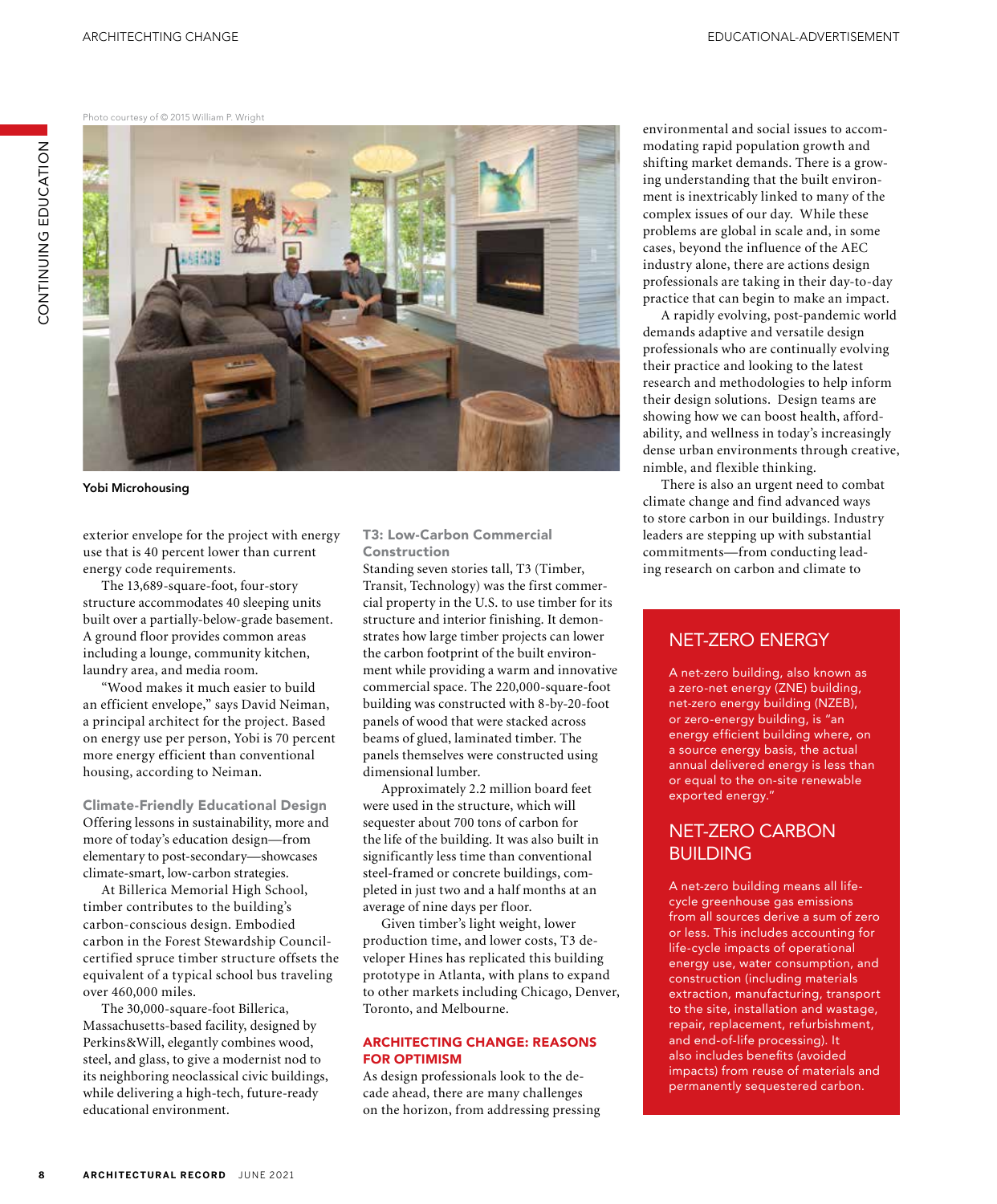Photo courtesy of © 2015 William P. Wright

Yobi Microhousing

exterior envelope for the project with energy use that is 40 percent lower than current energy code requirements.

The 13,689-square-foot, four-story structure accommodates 40 sleeping units built over a partially-below-grade basement. A ground floor provides common areas including a lounge, community kitchen, laundry area, and media room.

"Wood makes it much easier to build an efficient envelope," says David Neiman, a principal architect for the project. Based on energy use per person, Yobi is 70 percent more energy efficient than conventional housing, according to Neiman.

### Climate-Friendly Educational Design

Offering lessons in sustainability, more and more of today's education design—from elementary to post-secondary—showcases climate-smart, low-carbon strategies.

At Billerica Memorial High School, timber contributes to the building's carbon-conscious design. Embodied carbon in the Forest Stewardship Council-certified spruce timber structure offsets the equivalent of a typical school bus traveling over 460,000 miles.

The 30,000-square-foot Billerica, Massachusetts-based facility, designed by Perkins&Will, elegantly combines wood, steel, and glass, to give a modernist nod to its neighboring neoclassical civic buildings, while delivering a high-tech, future-ready educational environment.

### T3: Low-Carbon Commercial Construction

Standing seven stories tall, T3 (Timber, Transit, Technology) was the first commercial property in the U.S. to use timber for its structure and interior finishing. It demonstrates how large timber projects can lower the carbon footprint of the built environment while providing a warm and innovative commercial space. The 220,000-square-foot building was constructed with 8-by-20-foot panels of wood that were stacked across beams of glued, laminated timber. The panels themselves were constructed using dimensional lumber.

Approximately 2.2 million board feet were used in the structure, which will sequester about 700 tons of carbon for the life of the building. It was also built in significantly less time than conventional steel-framed or concrete buildings, completed in just two and a half months at an average of nine days per floor.

Given timber's light weight, lower production time, and lower costs, T3 developer Hines has replicated this building prototype in Atlanta, with plans to expand to other markets including Chicago, Denver, Toronto, and Melbourne.

## ARCHITECTING CHANGE: REASONS FOR OPTIMISM

As design professionals look to the decade ahead, there are many challenges on the horizon, from addressing pressing environmental and social issues to accommodating rapid population growth and shifting market demands. There is a growing understanding that the built environment is inextricably linked to many of the complex issues of our day. While these problems are global in scale and, in some cases, beyond the influence of the AEC industry alone, there are actions design professionals are taking in their day-to-day practice that can begin to make an impact.

A rapidly evolving, post-pandemic world demands adaptive and versatile design professionals who are continually evolving their practice and looking to the latest research and methodologies to help inform their design solutions. Design teams are showing how we can boost health, affordability, and wellness in today's increasingly dense urban environments through creative, nimble, and flexible thinking.

There is also an urgent need to combat climate change and find advanced ways to store carbon in our buildings. Industry leaders are stepping up with substantial commitments—from conducting leading research on carbon and climate to

> **NET-ZERO ENERGY**
>
> A net-zero building, also known as a zero-net energy (ZNE) building, net-zero energy building (NZEB), or zero-energy building, is "an energy efficient building where, on a source energy basis, the actual annual delivered energy is less than or equal to the on-site renewable exported energy."
>
> **NET-ZERO CARBON BUILDING**
>
> A net-zero building means all life-cycle greenhouse gas emissions from all sources derive a sum of zero or less. This includes accounting for life-cycle impacts of operational energy use, water consumption, and construction (including materials extraction, manufacturing, transport to the site, installation and wastage, repair, replacement, refurbishment, and end-of-life processing). It also includes benefits (avoided impacts) from reuse of materials and permanently sequestered carbon.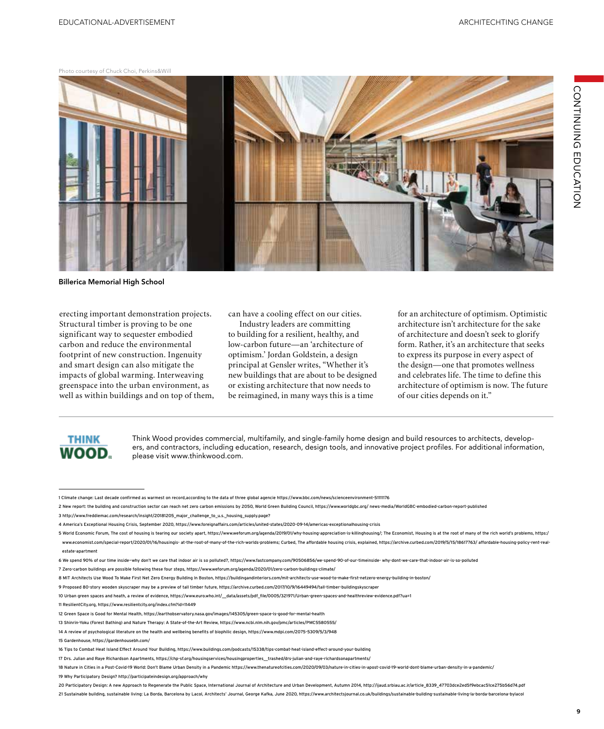Photo courtesy of Chuck Choi, Perkins&Will

**Billerica Memorial High School**

erecting important demonstration projects. Structural timber is proving to be one significant way to sequester embodied carbon and reduce the environmental footprint of new construction. Ingenuity and smart design can also mitigate the impacts of global warming. Interweaving greenspace into the urban environment, as well as within buildings and on top of them, can have a cooling effect on our cities.

Industry leaders are committing to building for a resilient, healthy, and low-carbon future—an 'architecture of optimism.' Jordan Goldstein, a design principal at Gensler writes, "Whether it's new buildings that are about to be designed or existing architecture that now needs to be reimagined, in many ways this is a time for an architecture of optimism. Optimistic architecture isn't architecture for the sake of architecture and doesn't seek to glorify form. Rather, it's an architecture that seeks to express its purpose in every aspect of the design—one that promotes wellness and celebrates life. The time to define this architecture of optimism is now. The future of our cities depends on it."

---

**THINK WOOD.**

Think Wood provides commercial, multifamily, and single-family home design and build resources to architects, developers, and contractors, including education, research, design tools, and innovative project profiles. For additional information, please visit www.thinkwood.com.

---

1 Climate change: Last decade confirmed as warmest on record,according to the data of three global agencie https://www.bbc.com/news/scienceenvironment-51111176

2 New report: the building and construction sector can reach net zero carbon emissions by 2050, World Green Building Council, https://www.worldgbc.org/ news-media/WorldGBC-embodied-carbon-report-published

3 http://www.freddiemac.com/research/insight/20181205_major_challenge_to_u.s._housing_supply.page?

4 America's Exceptional Housing Crisis, September 2020, https://www.foreignaffairs.com/articles/united-states/2020-09-14/americas-exceptionalhousing-crisis

5 World Economic Forum, The cost of housing is tearing our society apart, https://www.weforum.org/agenda/2019/01/why-housing-appreciation-is-killinghousing/; The Economist, Housing is at the root of many of the rich world's problems, https:/ www.economist.com/special-report/2020/01/16/housingis- at-the-root-of-many-of-the-rich-worlds-problems; Curbed, The affordable housing crisis, explained, https://archive.curbed.com/2019/5/15/18617763/ affordable-housing-policy-rent-real-estate-apartment

6 We spend 90% of our time inside—why don't we care that indoor air is so polluted?, https://www.fastcompany.com/90506856/we-spend-90-of-our-timeinside- why-dont-we-care-that-indoor-air-is-so-polluted

7 Zero-carbon buildings are possible following these four steps, https://www.weforum.org/agenda/2020/01/zero-carbon-buildings-climate/

8 MIT Architects Use Wood To Make First Net Zero Energy Building In Boston, https://buildingandinteriors.com/mit-architects-use-wood-to-make-first-netzero-energy-building-in-boston/

9 Proposed 80-story wooden skyscraper may be a preview of tall timber future, https://archive.curbed.com/2017/10/9/16449494/tall-timber-buildingskyscraper

10 Urban green spaces and heath, a review of evidence, https://www.euro.who.int/__data/assets/pdf_file/0005/321971/Urban-green-spaces-and-healthreview-evidence.pdf?ua=1

11 ResilientCity.org, https://www.resilientcity.org/index.cfm?id=11449

12 Green Space is Good for Mental Health, https://earthobservatory.nasa.gov/images/145305/green-space-is-good-for-mental-health

13 Shinrin-Yoku (Forest Bathing) and Nature Therapy: A State-of-the-Art Review, https://www.ncbi.nlm.nih.gov/pmc/articles/PMC5580555/

14 A review of psychological literature on the health and wellbeing benefits of biophilic design, https://www.mdpi.com/2075-5309/5/3/948

15 Gardenhouse, https://gardenhousebh.com/

16 Tips to Combat Heat Island Effect Around Your Building, https://www.buildings.com/podcasts/15338/tips-combat-heat-island-effect-around-your-building

17 Drs. Julian and Raye Richardson Apartments, https://chp-sf.org/housingservices/housingproperties__trashed/drs-julian-and-raye-richardsonapartments/

18 Nature in Cities in a Post-Covid-19 World: Don't Blame Urban Density in a Pandemic https://www.thenatureofcities.com/2020/09/03/nature-in-cities-in-apost-covid-19-world-dont-blame-urban-density-in-a-pandemic/

19 Why Participatory Design? http://participateindesign.org/approach/why

20 Participatory Design: A new Approach to Regenerate the Public Space, International Journal of Architecture and Urban Development, Autumn 2014, http://ijaud.srbiau.ac.ir/article_8339_47703dce2ed5f9ebcac51ce275b56d74.pdf

21 Sustainable building, sustainable living: La Borda, Barcelona by Lacol, Architects' Journal, George Kafka, June 2020, https://www.architectsjournal.co.uk/buildings/sustainable-building-sustainable-living-la-borda-barcelona-bylacol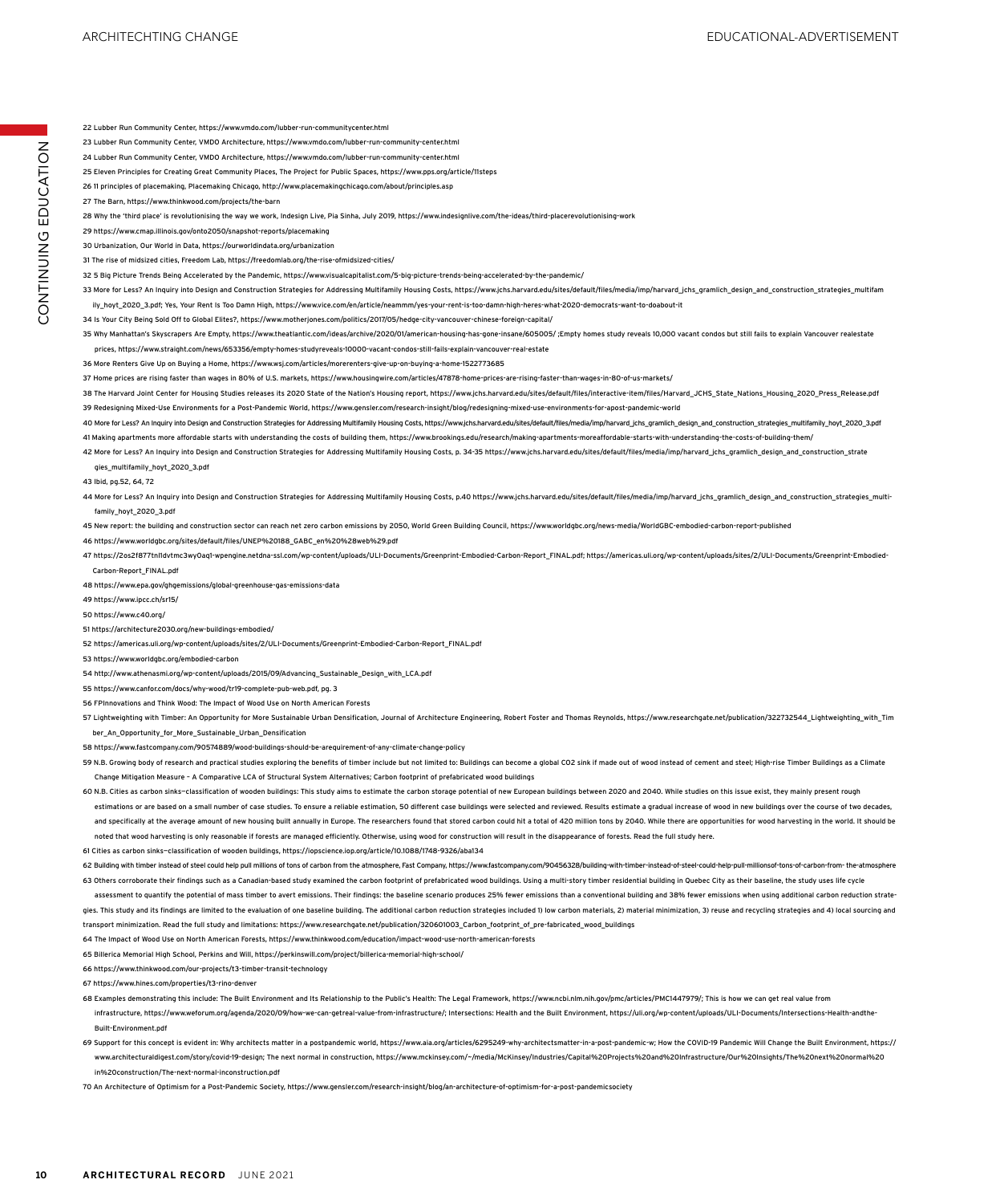22 Lubber Run Community Center, https://www.vmdo.com/lubber-run-communitycenter.html

23 Lubber Run Community Center, VMDO Architecture, https://www.vmdo.com/lubber-run-community-center.html

24 Lubber Run Community Center, VMDO Architecture, https://www.vmdo.com/lubber-run-community-center.html

25 Eleven Principles for Creating Great Community Places, The Project for Public Spaces, https://www.pps.org/article/11steps

26 11 principles of placemaking, Placemaking Chicago, http://www.placemakingchicago.com/about/principles.asp

27 The Barn, https://www.thinkwood.com/projects/the-barn

28 Why the 'third place' is revolutionising the way we work, Indesign Live, Pia Sinha, July 2019, https://www.indesignlive.com/the-ideas/third-placerevolutionising-work

29 https://www.cmap.illinois.gov/onto2050/snapshot-reports/placemaking

30 Urbanization, Our World in Data, https://ourworldindata.org/urbanization

31 The rise of midsized cities, Freedom Lab, https://freedomlab.org/the-rise-ofmidsized-cities/

32 5 Big Picture Trends Being Accelerated by the Pandemic, https://www.visualcapitalist.com/5-big-picture-trends-being-accelerated-by-the-pandemic/

33 More for Less? An Inquiry into Design and Construction Strategies for Addressing Multifamily Housing Costs, https://www.jchs.harvard.edu/sites/default/files/media/imp/harvard_jchs_gramlich_design_and_construction_strategies_multifamily_hoyt_2020_3.pdf; Yes, Your Rent Is Too Damn High, https://www.vice.com/en/article/neammm/yes-your-rent-is-too-damn-high-heres-what-2020-democrats-want-to-doabout-it

34 Is Your City Being Sold Off to Global Elites?, https://www.motherjones.com/politics/2017/05/hedge-city-vancouver-chinese-foreign-capital/

35 Why Manhattan's Skyscrapers Are Empty, https://www.theatlantic.com/ideas/archive/2020/01/american-housing-has-gone-insane/605005/ ;Empty homes study reveals 10,000 vacant condos but still fails to explain Vancouver realestate prices, https://www.straight.com/news/653356/empty-homes-studyreveals-10000-vacant-condos-still-fails-explain-vancouver-real-estate

36 More Renters Give Up on Buying a Home, https://www.wsj.com/articles/morerenters-give-up-on-buying-a-home-1522773685

37 Home prices are rising faster than wages in 80% of U.S. markets, https://www.housingwire.com/articles/47878-home-prices-are-rising-faster-than-wages-in-80-of-us-markets/

38 The Harvard Joint Center for Housing Studies releases its 2020 State of the Nation's Housing report, https://www.jchs.harvard.edu/sites/default/files/interactive-item/files/Harvard_JCHS_State_Nations_Housing_2020_Press_Release.pdf

39 Redesigning Mixed-Use Environments for a Post-Pandemic World, https://www.gensler.com/research-insight/blog/redesigning-mixed-use-environments-for-apost-pandemic-world

40 More for Less? An Inquiry into Design and Construction Strategies for Addressing Multifamily Housing Costs, https://www.jchs.harvard.edu/sites/default/files/media/imp/harvard_jchs_gramlich_design_and_construction_strategies_multifamily_hoyt_2020_3.pdf

41 Making apartments more affordable starts with understanding the costs of building them, https://www.brookings.edu/research/making-apartments-moreaffordable-starts-with-understanding-the-costs-of-building-them/

42 More for Less? An Inquiry into Design and Construction Strategies for Addressing Multifamily Housing Costs, p. 34-35 https://www.jchs.harvard.edu/sites/default/files/media/imp/harvard_jchs_gramlich_design_and_construction_strategies_multifamily_hoyt_2020_3.pdf

43 Ibid, pg.52, 64, 72

44 More for Less? An Inquiry into Design and Construction Strategies for Addressing Multifamily Housing Costs, p.40 https://www.jchs.harvard.edu/sites/default/files/media/imp/harvard_jchs_gramlich_design_and_construction_strategies_multi-family_hoyt_2020_3.pdf

45 New report: the building and construction sector can reach net zero carbon emissions by 2050, World Green Building Council, https://www.worldgbc.org/news-media/WorldGBC-embodied-carbon-report-published

46 https://www.worldgbc.org/sites/default/files/UNEP%20188_GABC_en%20%28web%29.pdf

47 https://2os2f877tnl1dvtmc3wy0aq1-wpengine.netdna-ssl.com/wp-content/uploads/ULI-Documents/Greenprint-Embodied-Carbon-Report_FINAL.pdf; https://americas.uli.org/wp-content/uploads/sites/2/ULI-Documents/Greenprint-Embodied-Carbon-Report_FINAL.pdf

48 https://www.epa.gov/ghgemissions/global-greenhouse-gas-emissions-data

49 https://www.ipcc.ch/sr15/

50 https://www.c40.org/

51 https://architecture2030.org/new-buildings-embodied/

52 https://americas.uli.org/wp-content/uploads/sites/2/ULI-Documents/Greenprint-Embodied-Carbon-Report_FINAL.pdf

53 https://www.worldgbc.org/embodied-carbon

54 http://www.athenasmi.org/wp-content/uploads/2015/09/Advancing_Sustainable_Design_with_LCA.pdf

55 https://www.canfor.com/docs/why-wood/tr19-complete-pub-web.pdf, pg. 3

56 FPInnovations and Think Wood: The Impact of Wood Use on North American Forests

57 Lightweighting with Timber: An Opportunity for More Sustainable Urban Densification, Journal of Architecture Engineering, Robert Foster and Thomas Reynolds, https://www.researchgate.net/publication/322732544_Lightweighting_with_Timber_An_Opportunity_for_More_Sustainable_Urban_Densification

58 https://www.fastcompany.com/90574889/wood-buildings-should-be-arequirement-of-any-climate-change-policy

59 N.B. Growing body of research and practical studies exploring the benefits of timber include but not limited to: Buildings can become a global CO2 sink if made out of wood instead of cement and steel; High-rise Timber Buildings as a Climate Change Mitigation Measure – A Comparative LCA of Structural System Alternatives; Carbon footprint of prefabricated wood buildings

60 N.B. Cities as carbon sinks—classification of wooden buildings: This study aims to estimate the carbon storage potential of new European buildings between 2020 and 2040. While studies on this issue exist, they mainly present rough estimations or are based on a small number of case studies. To ensure a reliable estimation, 50 different case buildings were selected and reviewed. Results estimate a gradual increase of wood in new buildings over the course of two decades, and specifically at the average amount of new housing built annually in Europe. The researchers found that stored carbon could hit a total of 420 million tons by 2040. While there are opportunities for wood harvesting in the world. It should be noted that wood harvesting is only reasonable if forests are managed efficiently. Otherwise, using wood for construction will result in the disappearance of forests. Read the full study here.

61 Cities as carbon sinks—classification of wooden buildings, https://iopscience.iop.org/article/10.1088/1748-9326/aba134

62 Building with timber instead of steel could help pull millions of tons of carbon from the atmosphere, Fast Company, https://www.fastcompany.com/90456328/building-with-timber-instead-of-steel-could-help-pull-millionsof-tons-of-carbon-from- the-atmosphere

63 Others corroborate their findings such as a Canadian-based study examined the carbon footprint of prefabricated wood buildings. Using a multi-story timber residential building in Quebec City as their baseline, the study uses life cycle assessment to quantify the potential of mass timber to avert emissions. Their findings: the baseline scenario produces 25% fewer emissions than a conventional building and 38% fewer emissions when using additional carbon reduction strategies. This study and its findings are limited to the evaluation of one baseline building. The additional carbon reduction strategies included 1) low carbon materials, 2) material minimization, 3) reuse and recycling strategies and 4) local sourcing and transport minimization. Read the full study and limitations: https://www.researchgate.net/publication/320601003_Carbon_footprint_of_pre-fabricated_wood_buildings

64 The Impact of Wood Use on North American Forests, https://www.thinkwood.com/education/impact-wood-use-north-american-forests

65 Billerica Memorial High School, Perkins and Will, https://perkinswill.com/project/billerica-memorial-high-school/

66 https://www.thinkwood.com/our-projects/t3-timber-transit-technology

67 https://www.hines.com/properties/t3-rino-denver

68 Examples demonstrating this include: The Built Environment and Its Relationship to the Public's Health: The Legal Framework, https://www.ncbi.nlm.nih.gov/pmc/articles/PMC1447979/; This is how we can get real value from infrastructure, https://www.weforum.org/agenda/2020/09/how-we-can-getreal-value-from-infrastructure/; Intersections: Health and the Built Environment, https://uli.org/wp-content/uploads/ULI-Documents/Intersections-Health-andthe-Built-Environment.pdf

69 Support for this concept is evident in: Why architects matter in a postpandemic world, https://www.aia.org/articles/6295249-why-architectsmatter-in-a-post-pandemic-w; How the COVID-19 Pandemic Will Change the Built Environment, https://www.architecturaldigest.com/story/covid-19-design; The next normal in construction, https://www.mckinsey.com/~/media/McKinsey/Industries/Capital%20Projects%20and%20Infrastructure/Our%20Insights/The%20next%20normal%20in%20construction/The-next-normal-inconstruction.pdf

70 An Architecture of Optimism for a Post-Pandemic Society, https://www.gensler.com/research-insight/blog/an-architecture-of-optimism-for-a-post-pandemicsociety